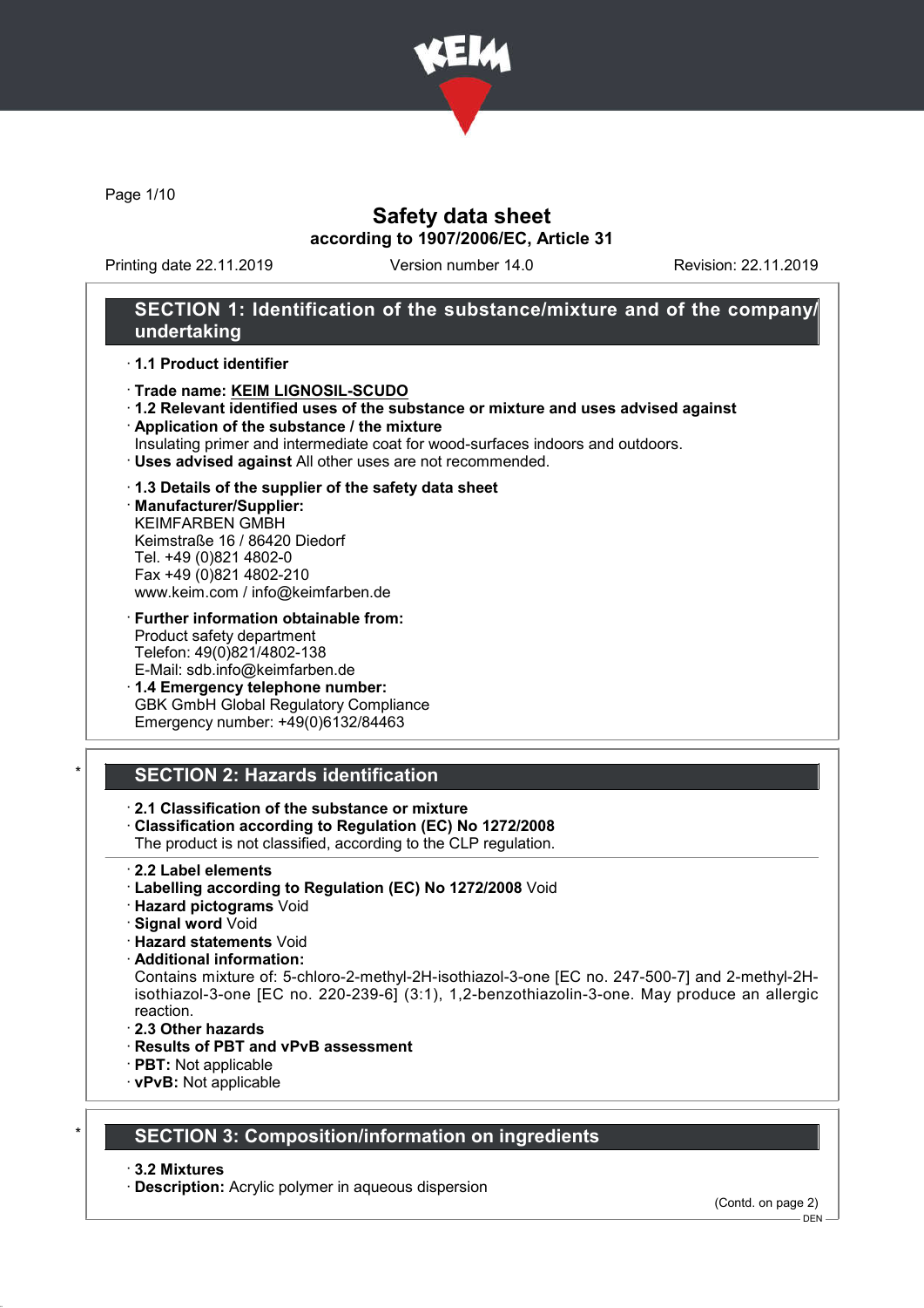# Safety data sheet

**according to 1907/2006/EC, Article 31**

Printing date 22.11.2019 | Version number 14.0 | Revision: 22.11.2019

## SECTION 1: Identification of the substance/mixture and of the company/undertaking

- **1.1 Product identifier**
- **Trade name: KEIM LIGNOSIL-SCUDO**
- **1.2 Relevant identified uses of the substance or mixture and uses advised against**
- **Application of the substance / the mixture**
  Insulating primer and intermediate coat for wood-surfaces indoors and outdoors.
- **Uses advised against** All other uses are not recommended.
- **1.3 Details of the supplier of the safety data sheet**
- **Manufacturer/Supplier:**
  KEIMFARBEN GMBH
  Keimstraße 16 / 86420 Diedorf
  Tel. +49 (0)821 4802-0
  Fax +49 (0)821 4802-210
  www.keim.com / info@keimfarben.de
- **Further information obtainable from:**
  Product safety department
  Telefon: 49(0)821/4802-138
  E-Mail: sdb.info@keimfarben.de
- **1.4 Emergency telephone number:**
  GBK GmbH Global Regulatory Compliance
  Emergency number: +49(0)6132/84463

## SECTION 2: Hazards identification

- **2.1 Classification of the substance or mixture**
- **Classification according to Regulation (EC) No 1272/2008**
  The product is not classified, according to the CLP regulation.

- **2.2 Label elements**
- **Labelling according to Regulation (EC) No 1272/2008** Void
- **Hazard pictograms** Void
- **Signal word** Void
- **Hazard statements** Void
- **Additional information:**
  Contains mixture of: 5-chloro-2-methyl-2H-isothiazol-3-one [EC no. 247-500-7] and 2-methyl-2H-isothiazol-3-one [EC no. 220-239-6] (3:1), 1,2-benzothiazolin-3-one. May produce an allergic reaction.
- **2.3 Other hazards**
- **Results of PBT and vPvB assessment**
- **PBT:** Not applicable
- **vPvB:** Not applicable

## SECTION 3: Composition/information on ingredients

- **3.2 Mixtures**
- **Description:** Acrylic polymer in aqueous dispersion

(Contd. on page 2)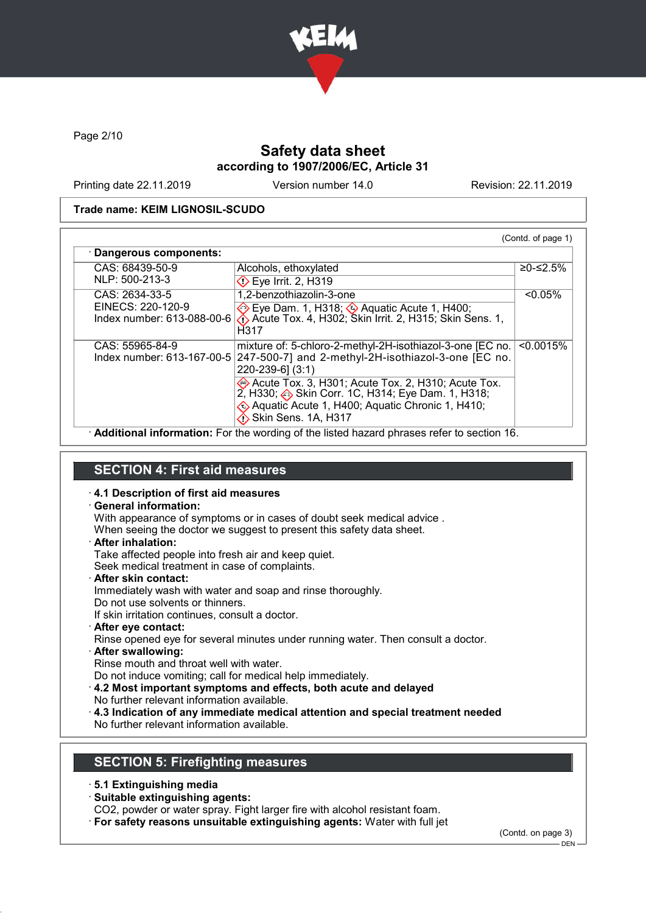Trade name: KEIM LIGNOSIL-SCUDO

(Contd. of page 1)

· **Dangerous components:**

| | | |
|---|---|---|
| CAS: 68439-50-9<br>NLP: 500-213-3 | Alcohols, ethoxylated<br>Eye Irrit. 2, H319 | ≥0-≤2.5% |
| CAS: 2634-33-5<br>EINECS: 220-120-9<br>Index number: 613-088-00-6 | 1,2-benzothiazolin-3-one<br>Eye Dam. 1, H318; Aquatic Acute 1, H400; Acute Tox. 4, H302; Skin Irrit. 2, H315; Skin Sens. 1, H317 | <0.05% |
| CAS: 55965-84-9<br>Index number: 613-167-00-5 | mixture of: 5-chloro-2-methyl-2H-isothiazol-3-one [EC no. 247-500-7] and 2-methyl-2H-isothiazol-3-one [EC no. 220-239-6] (3:1)<br>Acute Tox. 3, H301; Acute Tox. 2, H310; Acute Tox. 2, H330; Skin Corr. 1C, H314; Eye Dam. 1, H318; Aquatic Acute 1, H400; Aquatic Chronic 1, H410; Skin Sens. 1A, H317 | <0.0015% |

· **Additional information:** For the wording of the listed hazard phrases refer to section 16.

## SECTION 4: First aid measures

· **4.1 Description of first aid measures**

· **General information:**
With appearance of symptoms or in cases of doubt seek medical advice .
When seeing the doctor we suggest to present this safety data sheet.

· **After inhalation:**
Take affected people into fresh air and keep quiet.
Seek medical treatment in case of complaints.

· **After skin contact:**
Immediately wash with water and soap and rinse thoroughly.
Do not use solvents or thinners.
If skin irritation continues, consult a doctor.

· **After eye contact:**
Rinse opened eye for several minutes under running water. Then consult a doctor.

· **After swallowing:**
Rinse mouth and throat well with water.
Do not induce vomiting; call for medical help immediately.

· **4.2 Most important symptoms and effects, both acute and delayed**
No further relevant information available.

· **4.3 Indication of any immediate medical attention and special treatment needed**
No further relevant information available.

## SECTION 5: Firefighting measures

· **5.1 Extinguishing media**

· **Suitable extinguishing agents:**
$CO_2$, powder or water spray. Fight larger fire with alcohol resistant foam.

· **For safety reasons unsuitable extinguishing agents:** Water with full jet

(Contd. on page 3)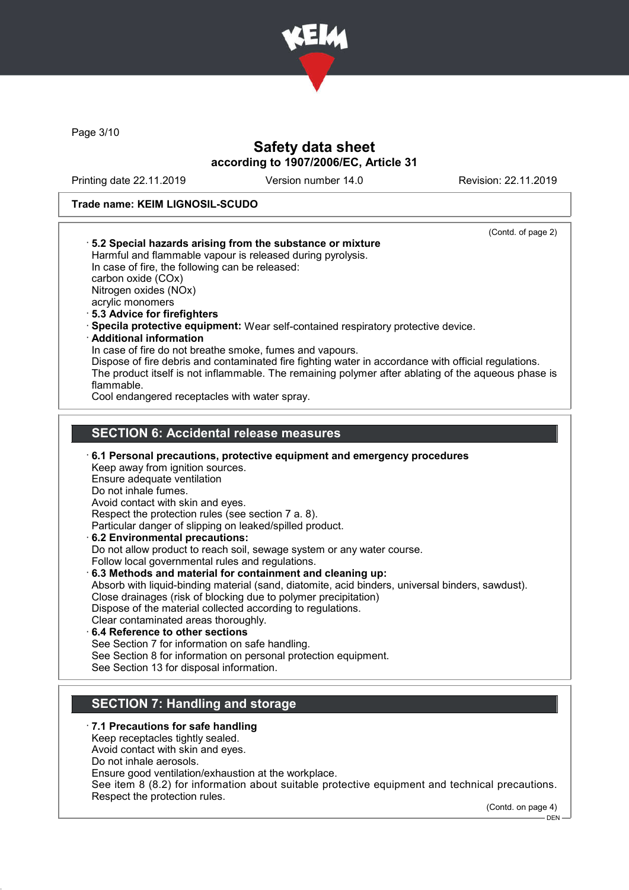# Safety data sheet

**according to 1907/2006/EC, Article 31**

Printing date 22.11.2019 Version number 14.0 Revision: 22.11.2019

**Trade name: KEIM LIGNOSIL-SCUDO**

(Contd. of page 2)

- **5.2 Special hazards arising from the substance or mixture**
  Harmful and flammable vapour is released during pyrolysis.
  In case of fire, the following can be released:
  carbon oxide (COx)
  Nitrogen oxides (NOx)
  acrylic monomers
- **5.3 Advice for firefighters**
- **Specila protective equipment:** Wear self-contained respiratory protective device.
- **Additional information**
  In case of fire do not breathe smoke, fumes and vapours.
  Dispose of fire debris and contaminated fire fighting water in accordance with official regulations.
  The product itself is not inflammable. The remaining polymer after ablating of the aqueous phase is flammable.
  Cool endangered receptacles with water spray.

## SECTION 6: Accidental release measures

- **6.1 Personal precautions, protective equipment and emergency procedures**
  Keep away from ignition sources.
  Ensure adequate ventilation
  Do not inhale fumes.
  Avoid contact with skin and eyes.
  Respect the protection rules (see section 7 a. 8).
  Particular danger of slipping on leaked/spilled product.
- **6.2 Environmental precautions:**
  Do not allow product to reach soil, sewage system or any water course.
  Follow local governmental rules and regulations.
- **6.3 Methods and material for containment and cleaning up:**
  Absorb with liquid-binding material (sand, diatomite, acid binders, universal binders, sawdust).
  Close drainages (risk of blocking due to polymer precipitation)
  Dispose of the material collected according to regulations.
  Clear contaminated areas thoroughly.
- **6.4 Reference to other sections**
  See Section 7 for information on safe handling.
  See Section 8 for information on personal protection equipment.
  See Section 13 for disposal information.

## SECTION 7: Handling and storage

- **7.1 Precautions for safe handling**
  Keep receptacles tightly sealed.
  Avoid contact with skin and eyes.
  Do not inhale aerosols.
  Ensure good ventilation/exhaustion at the workplace.
  See item 8 (8.2) for information about suitable protective equipment and technical precautions.
  Respect the protection rules.

(Contd. on page 4)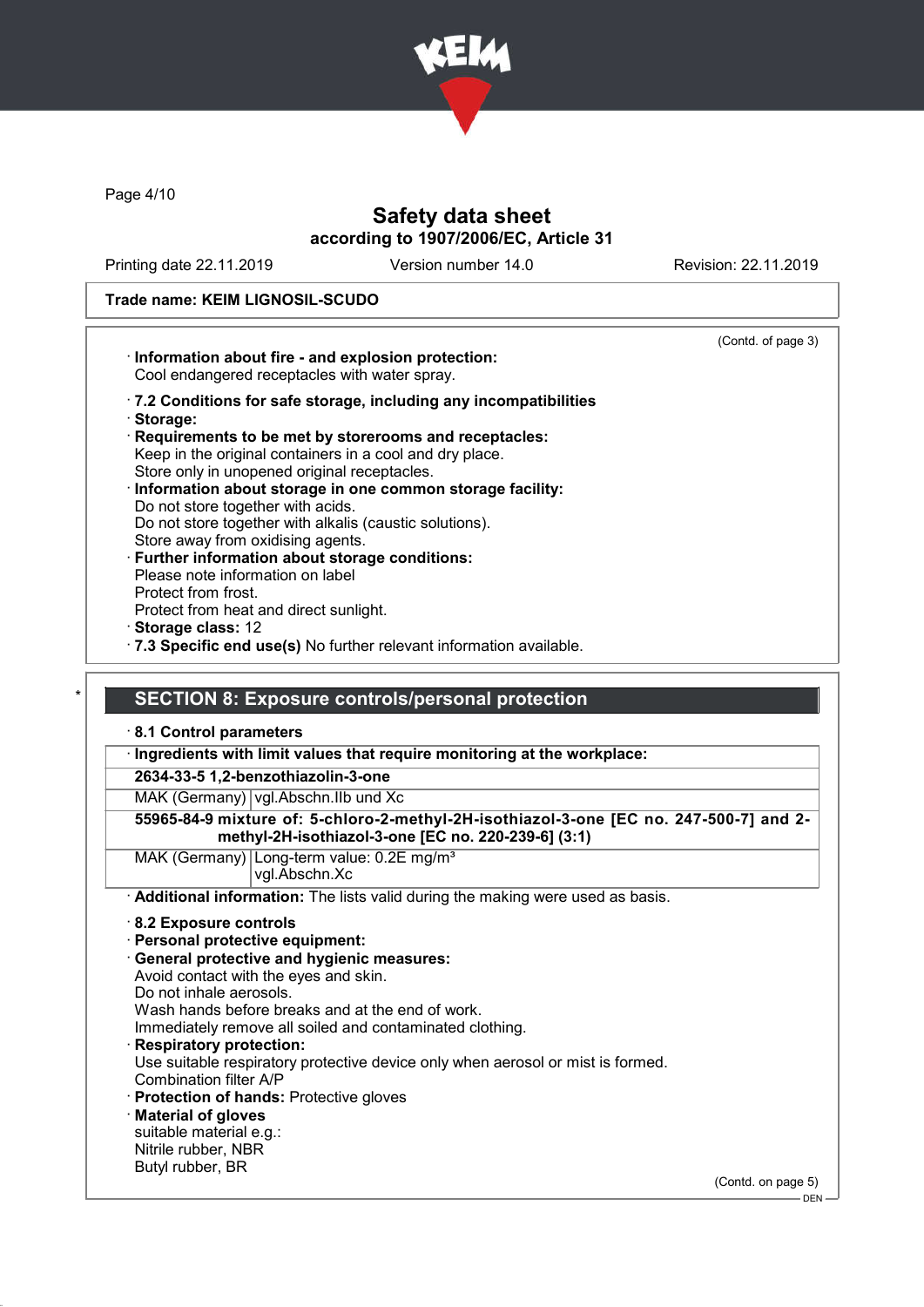Trade name: KEIM LIGNOSIL-SCUDO

(Contd. of page 3)

· **Information about fire - and explosion protection:**
Cool endangered receptacles with water spray.

· **7.2 Conditions for safe storage, including any incompatibilities**
· **Storage:**
· **Requirements to be met by storerooms and receptacles:**
Keep in the original containers in a cool and dry place.
Store only in unopened original receptacles.
· **Information about storage in one common storage facility:**
Do not store together with acids.
Do not store together with alkalis (caustic solutions).
Store away from oxidising agents.
· **Further information about storage conditions:**
Please note information on label
Protect from frost.
Protect from heat and direct sunlight.
· **Storage class:** 12
· **7.3 Specific end use(s)** No further relevant information available.

## * SECTION 8: Exposure controls/personal protection

· **8.1 Control parameters**

| · **Ingredients with limit values that require monitoring at the workplace:** | |
|---|---|
| **2634-33-5 1,2-benzothiazolin-3-one** | |
| MAK (Germany) | vgl.Abschn.IIb und Xc |
| **55965-84-9 mixture of: 5-chloro-2-methyl-2H-isothiazol-3-one [EC no. 247-500-7] and 2-methyl-2H-isothiazol-3-one [EC no. 220-239-6] (3:1)** | |
| MAK (Germany) | Long-term value: 0.2E mg/m³<br>vgl.Abschn.Xc |

· **Additional information:** The lists valid during the making were used as basis.

· **8.2 Exposure controls**
· **Personal protective equipment:**
· **General protective and hygienic measures:**
Avoid contact with the eyes and skin.
Do not inhale aerosols.
Wash hands before breaks and at the end of work.
Immediately remove all soiled and contaminated clothing.
· **Respiratory protection:**
Use suitable respiratory protective device only when aerosol or mist is formed.
Combination filter A/P
· **Protection of hands:** Protective gloves
· **Material of gloves**
suitable material e.g.:
Nitrile rubber, NBR
Butyl rubber, BR

(Contd. on page 5)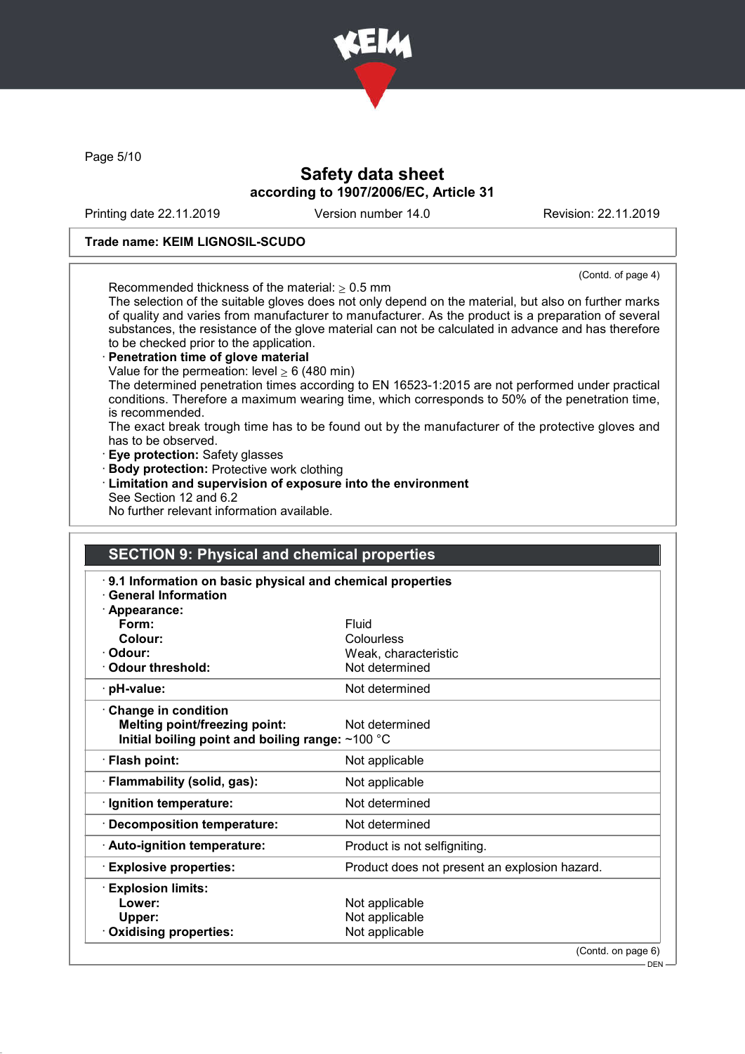**Safety data sheet**
**according to 1907/2006/EC, Article 31**

Printing date 22.11.2019 Version number 14.0 Revision: 22.11.2019

**Trade name: KEIM LIGNOSIL-SCUDO**

(Contd. of page 4)

Recommended thickness of the material: ≥ 0.5 mm
The selection of the suitable gloves does not only depend on the material, but also on further marks of quality and varies from manufacturer to manufacturer. As the product is a preparation of several substances, the resistance of the glove material can not be calculated in advance and has therefore to be checked prior to the application.

· **Penetration time of glove material**
Value for the permeation: level ≥ 6 (480 min)
The determined penetration times according to EN 16523-1:2015 are not performed under practical conditions. Therefore a maximum wearing time, which corresponds to 50% of the penetration time, is recommended.
The exact break trough time has to be found out by the manufacturer of the protective gloves and has to be observed.

· **Eye protection:** Safety glasses
· **Body protection:** Protective work clothing
· **Limitation and supervision of exposure into the environment**
See Section 12 and 6.2
No further relevant information available.

## SECTION 9: Physical and chemical properties

· **9.1 Information on basic physical and chemical properties**
· **General Information**

| Property | Value |
|---|---|
| · **Appearance:** | |
| **Form:** | Fluid |
| **Colour:** | Colourless |
| · **Odour:** | Weak, characteristic |
| · **Odour threshold:** | Not determined |
| · **pH-value:** | Not determined |
| · **Change in condition** | |
| **Melting point/freezing point:** | Not determined |
| **Initial boiling point and boiling range:** | ~100 °C |
| · **Flash point:** | Not applicable |
| · **Flammability (solid, gas):** | Not applicable |
| · **Ignition temperature:** | Not determined |
| · **Decomposition temperature:** | Not determined |
| · **Auto-ignition temperature:** | Product is not selfigniting. |
| · **Explosive properties:** | Product does not present an explosion hazard. |
| · **Explosion limits:** | |
| **Lower:** | Not applicable |
| **Upper:** | Not applicable |
| · **Oxidising properties:** | Not applicable |

(Contd. on page 6)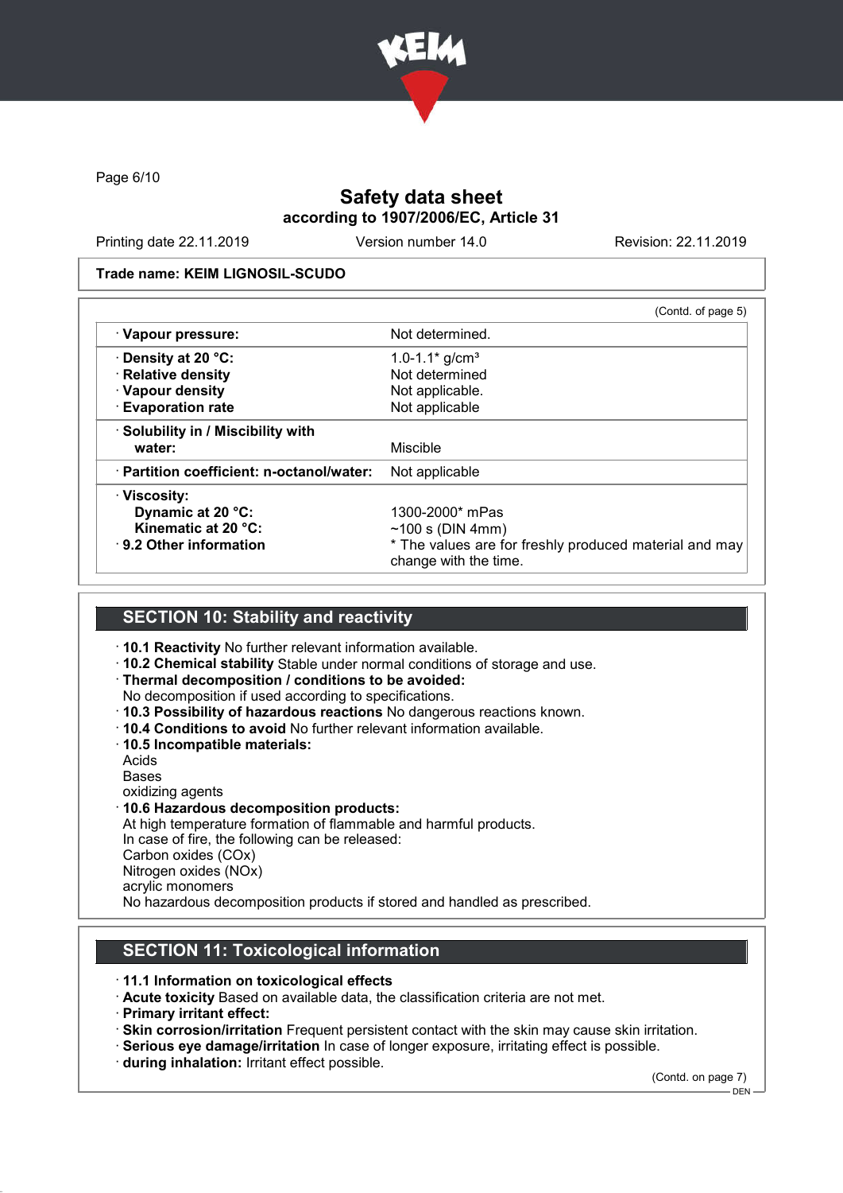**Trade name: KEIM LIGNOSIL-SCUDO**

(Contd. of page 5)

| | |
|---|---|
| · **Vapour pressure:** | Not determined. |
| · **Density at 20 °C:** | 1.0-1.1* g/cm³ |
| · **Relative density** | Not determined |
| · **Vapour density** | Not applicable. |
| · **Evaporation rate** | Not applicable |
| · **Solubility in / Miscibility with water:** | Miscible |
| · **Partition coefficient: n-octanol/water:** | Not applicable |
| · **Viscosity:** | |
| **Dynamic at 20 °C:** | 1300-2000* mPas |
| **Kinematic at 20 °C:** | ~100 s (DIN 4mm) |
| · **9.2 Other information** | * The values are for freshly produced material and may change with the time. |

## SECTION 10: Stability and reactivity

· **10.1 Reactivity** No further relevant information available.
· **10.2 Chemical stability** Stable under normal conditions of storage and use.
· **Thermal decomposition / conditions to be avoided:**
No decomposition if used according to specifications.
· **10.3 Possibility of hazardous reactions** No dangerous reactions known.
· **10.4 Conditions to avoid** No further relevant information available.
· **10.5 Incompatible materials:**
Acids
Bases
oxidizing agents
· **10.6 Hazardous decomposition products:**
At high temperature formation of flammable and harmful products.
In case of fire, the following can be released:
Carbon oxides (COx)
Nitrogen oxides (NOx)
acrylic monomers
No hazardous decomposition products if stored and handled as prescribed.

## SECTION 11: Toxicological information

· **11.1 Information on toxicological effects**
· **Acute toxicity** Based on available data, the classification criteria are not met.
· **Primary irritant effect:**
· **Skin corrosion/irritation** Frequent persistent contact with the skin may cause skin irritation.
· **Serious eye damage/irritation** In case of longer exposure, irritating effect is possible.
· **during inhalation:** Irritant effect possible.

(Contd. on page 7)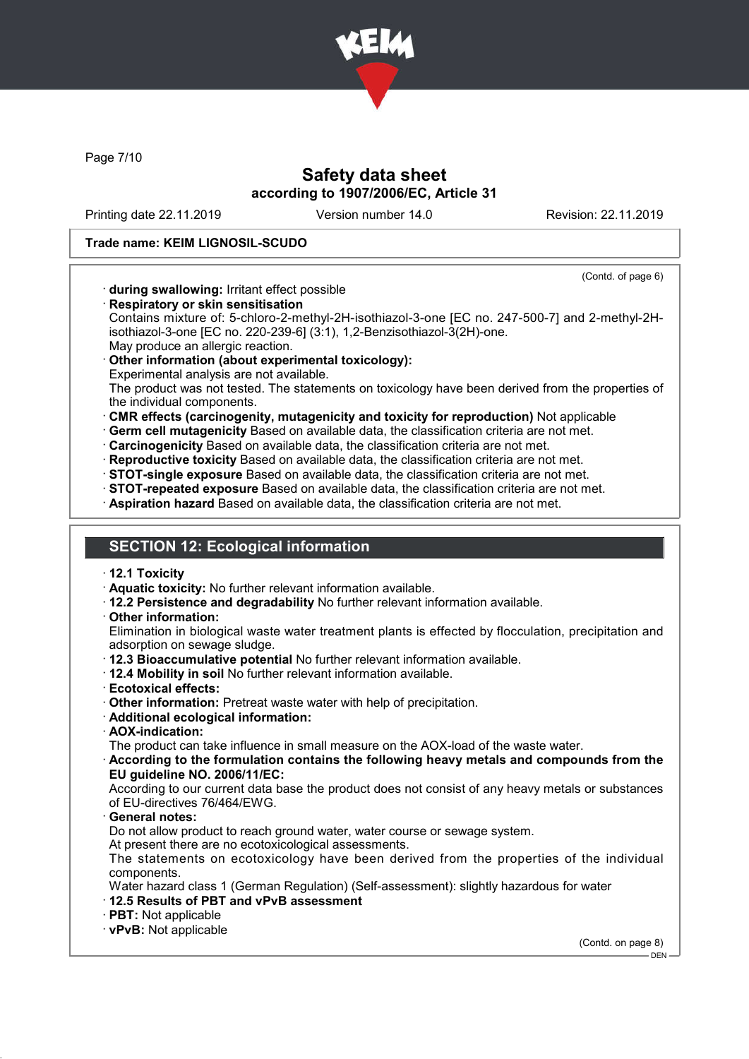**Trade name: KEIM LIGNOSIL-SCUDO**

(Contd. of page 6)

- **during swallowing:** Irritant effect possible
- **Respiratory or skin sensitisation**
  Contains mixture of: 5-chloro-2-methyl-2H-isothiazol-3-one [EC no. 247-500-7] and 2-methyl-2H-isothiazol-3-one [EC no. 220-239-6] (3:1), 1,2-Benzisothiazol-3(2H)-one.
  May produce an allergic reaction.
- **Other information (about experimental toxicology):**
  Experimental analysis are not available.
  The product was not tested. The statements on toxicology have been derived from the properties of the individual components.
- **CMR effects (carcinogenity, mutagenicity and toxicity for reproduction)** Not applicable
- **Germ cell mutagenicity** Based on available data, the classification criteria are not met.
- **Carcinogenicity** Based on available data, the classification criteria are not met.
- **Reproductive toxicity** Based on available data, the classification criteria are not met.
- **STOT-single exposure** Based on available data, the classification criteria are not met.
- **STOT-repeated exposure** Based on available data, the classification criteria are not met.
- **Aspiration hazard** Based on available data, the classification criteria are not met.

## SECTION 12: Ecological information

- **12.1 Toxicity**
- **Aquatic toxicity:** No further relevant information available.
- **12.2 Persistence and degradability** No further relevant information available.
- **Other information:**
  Elimination in biological waste water treatment plants is effected by flocculation, precipitation and adsorption on sewage sludge.
- **12.3 Bioaccumulative potential** No further relevant information available.
- **12.4 Mobility in soil** No further relevant information available.
- **Ecotoxical effects:**
- **Other information:** Pretreat waste water with help of precipitation.
- **Additional ecological information:**
- **AOX-indication:**
  The product can take influence in small measure on the AOX-load of the waste water.
- **According to the formulation contains the following heavy metals and compounds from the EU guideline NO. 2006/11/EC:**
  According to our current data base the product does not consist of any heavy metals or substances of EU-directives 76/464/EWG.
- **General notes:**
  Do not allow product to reach ground water, water course or sewage system.
  At present there are no ecotoxicological assessments.
  The statements on ecotoxicology have been derived from the properties of the individual components.
  Water hazard class 1 (German Regulation) (Self-assessment): slightly hazardous for water
- **12.5 Results of PBT and vPvB assessment**
- **PBT:** Not applicable
- **vPvB:** Not applicable

(Contd. on page 8)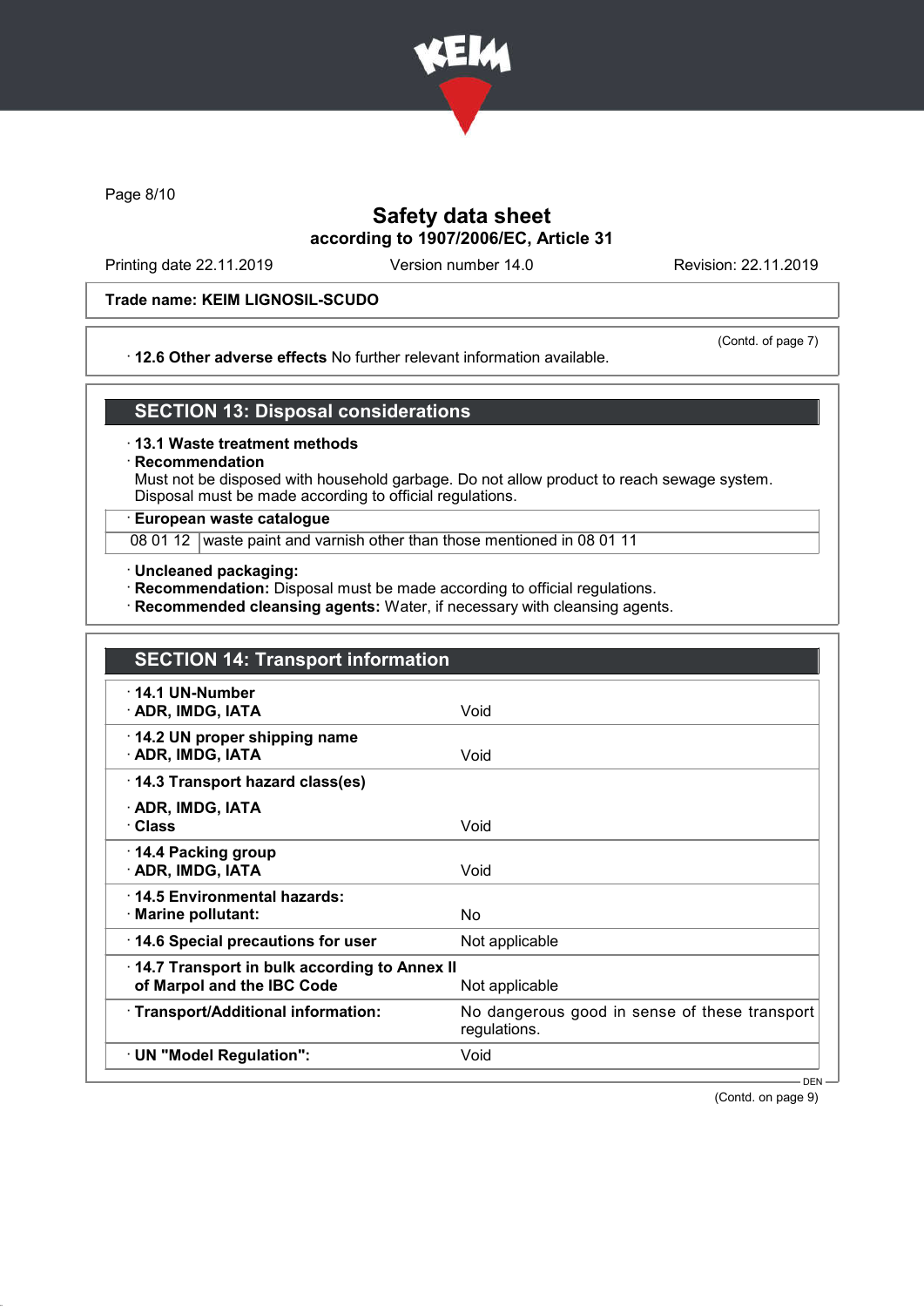# Safety data sheet
## according to 1907/2006/EC, Article 31

Printing date 22.11.2019 | Version number 14.0 | Revision: 22.11.2019

**Trade name: KEIM LIGNOSIL-SCUDO**

(Contd. of page 7)

· **12.6 Other adverse effects** No further relevant information available.

## SECTION 13: Disposal considerations

· **13.1 Waste treatment methods**
· **Recommendation**
Must not be disposed with household garbage. Do not allow product to reach sewage system.
Disposal must be made according to official regulations.

| · **European waste catalogue** | |
|---|---|
| 08 01 12 | waste paint and varnish other than those mentioned in 08 01 11 |

· **Uncleaned packaging:**
· **Recommendation:** Disposal must be made according to official regulations.
· **Recommended cleansing agents:** Water, if necessary with cleansing agents.

## SECTION 14: Transport information

| | |
|---|---|
| · **14.1 UN-Number**<br>· **ADR, IMDG, IATA** | Void |
| · **14.2 UN proper shipping name**<br>· **ADR, IMDG, IATA** | Void |
| · **14.3 Transport hazard class(es)**<br>· **ADR, IMDG, IATA**<br>· **Class** | Void |
| · **14.4 Packing group**<br>· **ADR, IMDG, IATA** | Void |
| · **14.5 Environmental hazards:**<br>· **Marine pollutant:** | No |
| · **14.6 Special precautions for user** | Not applicable |
| · **14.7 Transport in bulk according to Annex II of Marpol and the IBC Code** | Not applicable |
| · **Transport/Additional information:** | No dangerous good in sense of these transport regulations. |
| · **UN "Model Regulation":** | Void |

(Contd. on page 9)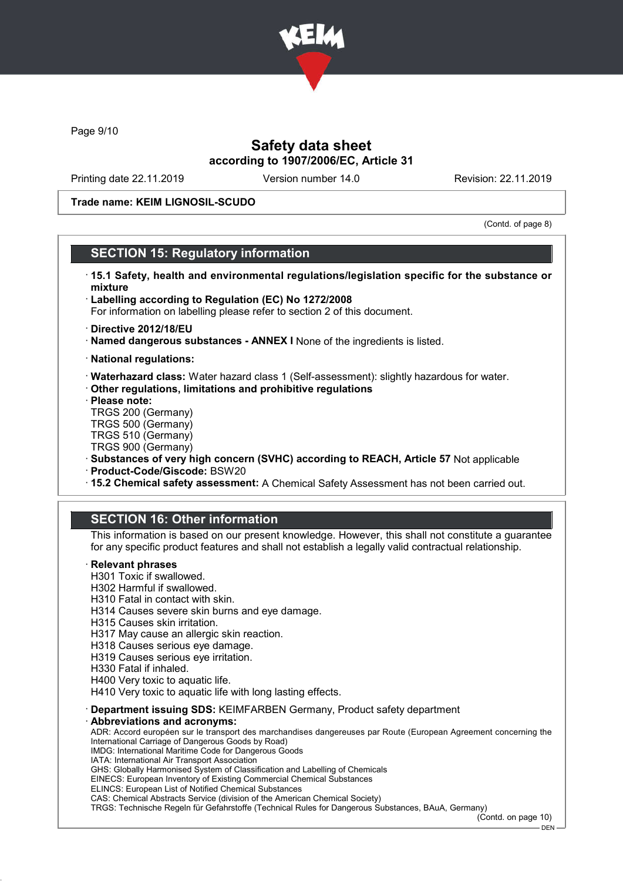Trade name: KEIM LIGNOSIL-SCUDO

(Contd. of page 8)

## SECTION 15: Regulatory information

- **15.1 Safety, health and environmental regulations/legislation specific for the substance or mixture**
- **Labelling according to Regulation (EC) No 1272/2008**
  For information on labelling please refer to section 2 of this document.
- **Directive 2012/18/EU**
- **Named dangerous substances - ANNEX I** None of the ingredients is listed.
- **National regulations:**
- **Waterhazard class:** Water hazard class 1 (Self-assessment): slightly hazardous for water.
- **Other regulations, limitations and prohibitive regulations**
- **Please note:**
  TRGS 200 (Germany)
  TRGS 500 (Germany)
  TRGS 510 (Germany)
  TRGS 900 (Germany)
- **Substances of very high concern (SVHC) according to REACH, Article 57** Not applicable
- **Product-Code/Giscode:** BSW20
- **15.2 Chemical safety assessment:** A Chemical Safety Assessment has not been carried out.

## SECTION 16: Other information

This information is based on our present knowledge. However, this shall not constitute a guarantee for any specific product features and shall not establish a legally valid contractual relationship.

- **Relevant phrases**
  H301 Toxic if swallowed.
  H302 Harmful if swallowed.
  H310 Fatal in contact with skin.
  H314 Causes severe skin burns and eye damage.
  H315 Causes skin irritation.
  H317 May cause an allergic skin reaction.
  H318 Causes serious eye damage.
  H319 Causes serious eye irritation.
  H330 Fatal if inhaled.
  H400 Very toxic to aquatic life.
  H410 Very toxic to aquatic life with long lasting effects.
- **Department issuing SDS:** KEIMFARBEN Germany, Product safety department
- **Abbreviations and acronyms:**
  ADR: Accord européen sur le transport des marchandises dangereuses par Route (European Agreement concerning the International Carriage of Dangerous Goods by Road)
  IMDG: International Maritime Code for Dangerous Goods
  IATA: International Air Transport Association
  GHS: Globally Harmonised System of Classification and Labelling of Chemicals
  EINECS: European Inventory of Existing Commercial Chemical Substances
  ELINCS: European List of Notified Chemical Substances
  CAS: Chemical Abstracts Service (division of the American Chemical Society)
  TRGS: Technische Regeln für Gefahrstoffe (Technical Rules for Dangerous Substances, BAuA, Germany)

(Contd. on page 10)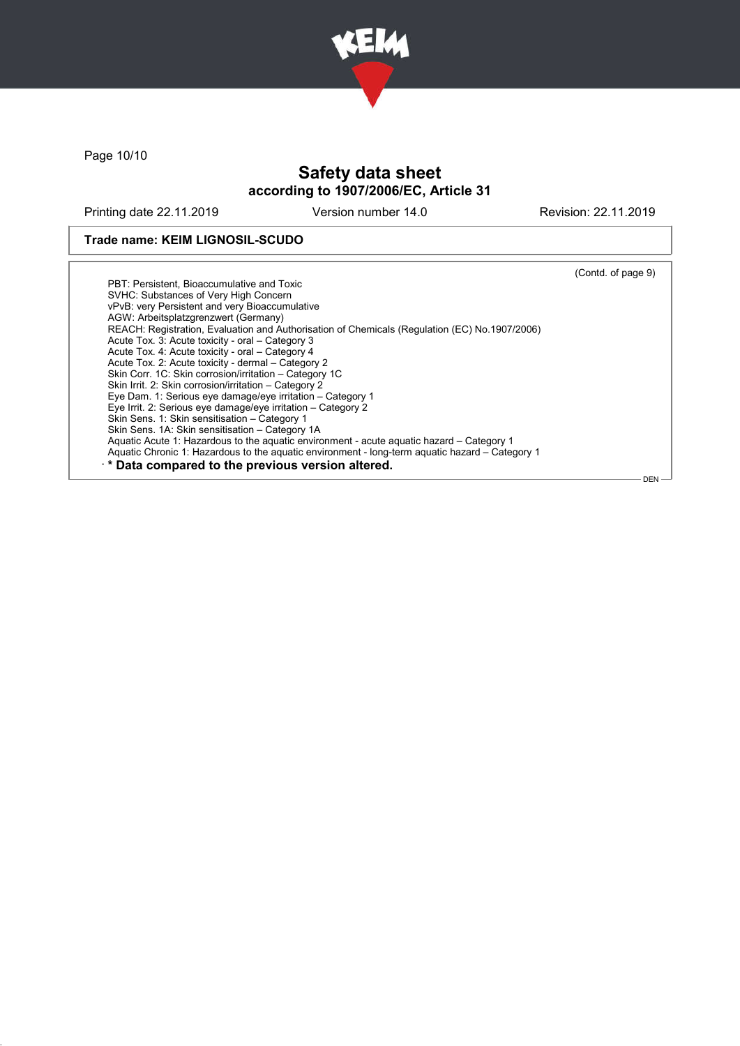Trade name: KEIM LIGNOSIL-SCUDO

(Contd. of page 9)

PBT: Persistent, Bioaccumulative and Toxic
SVHC: Substances of Very High Concern
vPvB: very Persistent and very Bioaccumulative
AGW: Arbeitsplatzgrenzwert (Germany)
REACH: Registration, Evaluation and Authorisation of Chemicals (Regulation (EC) No.1907/2006)
Acute Tox. 3: Acute toxicity - oral – Category 3
Acute Tox. 4: Acute toxicity - oral – Category 4
Acute Tox. 2: Acute toxicity - dermal – Category 2
Skin Corr. 1C: Skin corrosion/irritation – Category 1C
Skin Irrit. 2: Skin corrosion/irritation – Category 2
Eye Dam. 1: Serious eye damage/eye irritation – Category 1
Eye Irrit. 2: Serious eye damage/eye irritation – Category 2
Skin Sens. 1: Skin sensitisation – Category 1
Skin Sens. 1A: Skin sensitisation – Category 1A
Aquatic Acute 1: Hazardous to the aquatic environment - acute aquatic hazard – Category 1
Aquatic Chronic 1: Hazardous to the aquatic environment - long-term aquatic hazard – Category 1

· **\* Data compared to the previous version altered.**

DEN